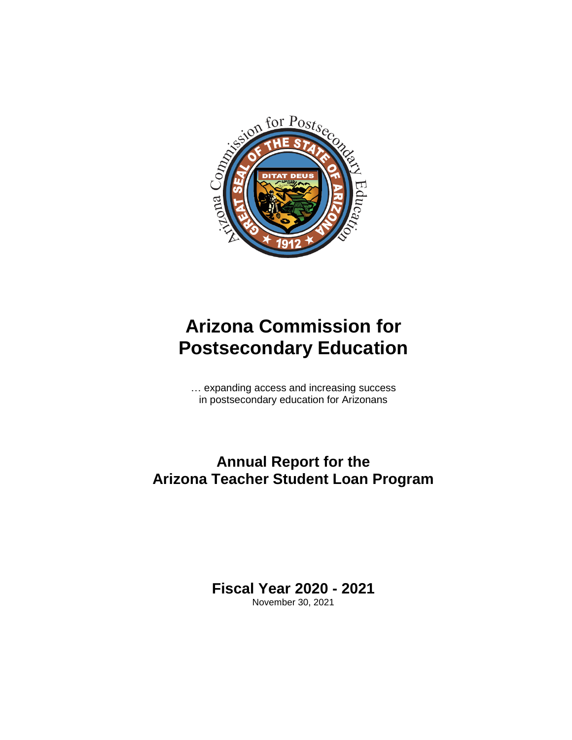# Arizona Commission for Postsecondary Education

… expanding access and increasing success
in postsecondary education for Arizonans

## Annual Report for the Arizona Teacher Student Loan Program

### Fiscal Year 2020 - 2021

November 30, 2021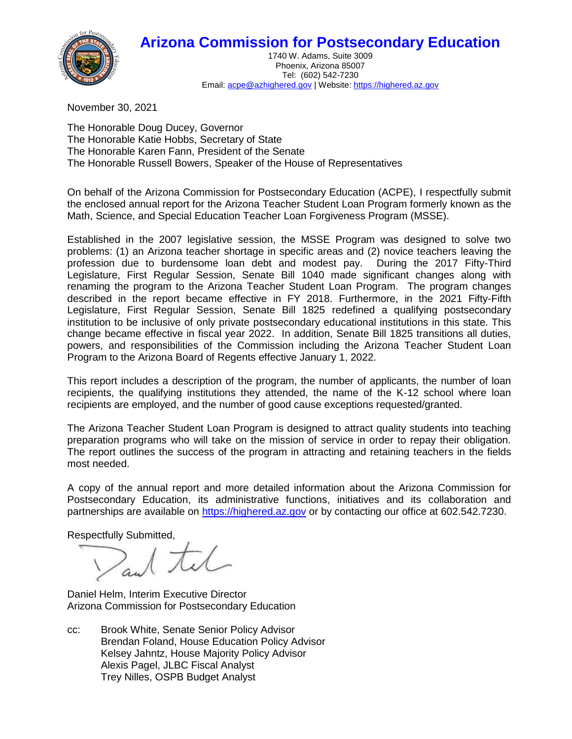# Arizona Commission for Postsecondary Education

1740 W. Adams, Suite 3009
Phoenix, Arizona 85007
Tel: (602) 542-7230
Email: acpe@azhighered.gov | Website: https://highered.az.gov

November 30, 2021

The Honorable Doug Ducey, Governor
The Honorable Katie Hobbs, Secretary of State
The Honorable Karen Fann, President of the Senate
The Honorable Russell Bowers, Speaker of the House of Representatives

On behalf of the Arizona Commission for Postsecondary Education (ACPE), I respectfully submit the enclosed annual report for the Arizona Teacher Student Loan Program formerly known as the Math, Science, and Special Education Teacher Loan Forgiveness Program (MSSE).

Established in the 2007 legislative session, the MSSE Program was designed to solve two problems: (1) an Arizona teacher shortage in specific areas and (2) novice teachers leaving the profession due to burdensome loan debt and modest pay. During the 2017 Fifty-Third Legislature, First Regular Session, Senate Bill 1040 made significant changes along with renaming the program to the Arizona Teacher Student Loan Program. The program changes described in the report became effective in FY 2018. Furthermore, in the 2021 Fifty-Fifth Legislature, First Regular Session, Senate Bill 1825 redefined a qualifying postsecondary institution to be inclusive of only private postsecondary educational institutions in this state. This change became effective in fiscal year 2022. In addition, Senate Bill 1825 transitions all duties, powers, and responsibilities of the Commission including the Arizona Teacher Student Loan Program to the Arizona Board of Regents effective January 1, 2022.

This report includes a description of the program, the number of applicants, the number of loan recipients, the qualifying institutions they attended, the name of the K-12 school where loan recipients are employed, and the number of good cause exceptions requested/granted.

The Arizona Teacher Student Loan Program is designed to attract quality students into teaching preparation programs who will take on the mission of service in order to repay their obligation. The report outlines the success of the program in attracting and retaining teachers in the fields most needed.

A copy of the annual report and more detailed information about the Arizona Commission for Postsecondary Education, its administrative functions, initiatives and its collaboration and partnerships are available on https://highered.az.gov or by contacting our office at 602.542.7230.

Respectfully Submitted,

Daniel Helm, Interim Executive Director
Arizona Commission for Postsecondary Education

cc: Brook White, Senate Senior Policy Advisor
Brendan Foland, House Education Policy Advisor
Kelsey Jahntz, House Majority Policy Advisor
Alexis Pagel, JLBC Fiscal Analyst
Trey Nilles, OSPB Budget Analyst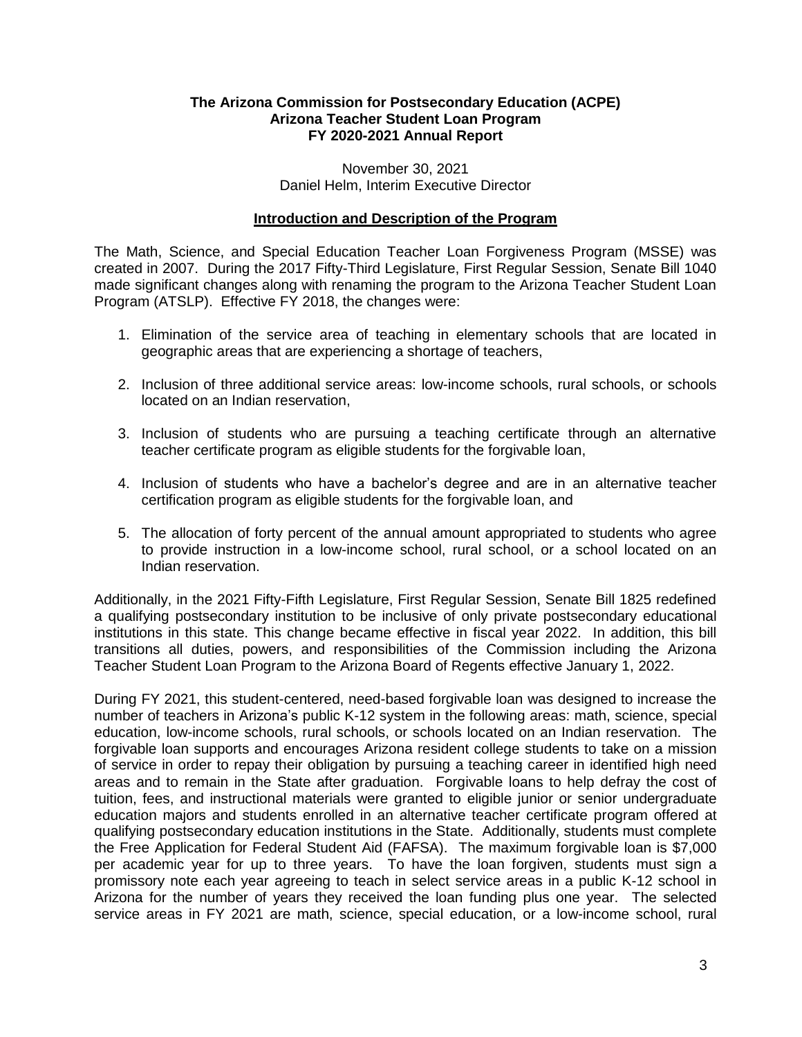**The Arizona Commission for Postsecondary Education (ACPE)**
**Arizona Teacher Student Loan Program**
**FY 2020-2021 Annual Report**

November 30, 2021
Daniel Helm, Interim Executive Director

## Introduction and Description of the Program

The Math, Science, and Special Education Teacher Loan Forgiveness Program (MSSE) was created in 2007. During the 2017 Fifty-Third Legislature, First Regular Session, Senate Bill 1040 made significant changes along with renaming the program to the Arizona Teacher Student Loan Program (ATSLP). Effective FY 2018, the changes were:

1. Elimination of the service area of teaching in elementary schools that are located in geographic areas that are experiencing a shortage of teachers,
2. Inclusion of three additional service areas: low-income schools, rural schools, or schools located on an Indian reservation,
3. Inclusion of students who are pursuing a teaching certificate through an alternative teacher certificate program as eligible students for the forgivable loan,
4. Inclusion of students who have a bachelor's degree and are in an alternative teacher certification program as eligible students for the forgivable loan, and
5. The allocation of forty percent of the annual amount appropriated to students who agree to provide instruction in a low-income school, rural school, or a school located on an Indian reservation.

Additionally, in the 2021 Fifty-Fifth Legislature, First Regular Session, Senate Bill 1825 redefined a qualifying postsecondary institution to be inclusive of only private postsecondary educational institutions in this state. This change became effective in fiscal year 2022. In addition, this bill transitions all duties, powers, and responsibilities of the Commission including the Arizona Teacher Student Loan Program to the Arizona Board of Regents effective January 1, 2022.

During FY 2021, this student-centered, need-based forgivable loan was designed to increase the number of teachers in Arizona's public K-12 system in the following areas: math, science, special education, low-income schools, rural schools, or schools located on an Indian reservation. The forgivable loan supports and encourages Arizona resident college students to take on a mission of service in order to repay their obligation by pursuing a teaching career in identified high need areas and to remain in the State after graduation. Forgivable loans to help defray the cost of tuition, fees, and instructional materials were granted to eligible junior or senior undergraduate education majors and students enrolled in an alternative teacher certificate program offered at qualifying postsecondary education institutions in the State. Additionally, students must complete the Free Application for Federal Student Aid (FAFSA). The maximum forgivable loan is $7,000 per academic year for up to three years. To have the loan forgiven, students must sign a promissory note each year agreeing to teach in select service areas in a public K-12 school in Arizona for the number of years they received the loan funding plus one year. The selected service areas in FY 2021 are math, science, special education, or a low-income school, rural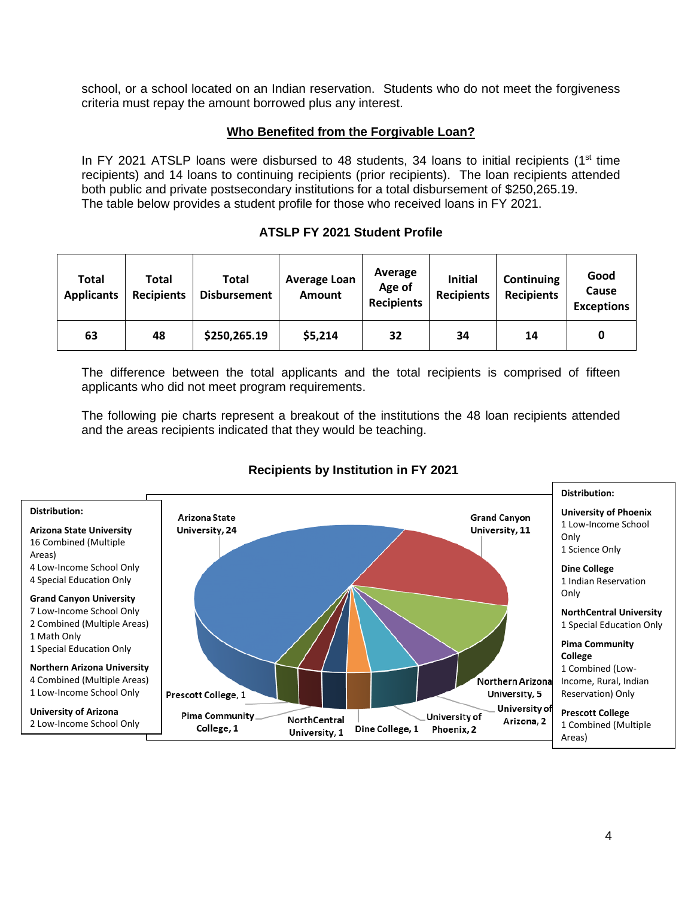school, or a school located on an Indian reservation. Students who do not meet the forgiveness criteria must repay the amount borrowed plus any interest.

## Who Benefited from the Forgivable Loan?

In FY 2021 ATSLP loans were disbursed to 48 students, 34 loans to initial recipients (1st time recipients) and 14 loans to continuing recipients (prior recipients). The loan recipients attended both public and private postsecondary institutions for a total disbursement of $250,265.19. The table below provides a student profile for those who received loans in FY 2021.

**ATSLP FY 2021 Student Profile**

| Total Applicants | Total Recipients | Total Disbursement | Average Loan Amount | Average Age of Recipients | Initial Recipients | Continuing Recipients | Good Cause Exceptions |
|---|---|---|---|---|---|---|---|
| 63 | 48 | $250,265.19 | $5,214 | 32 | 34 | 14 | 0 |

The difference between the total applicants and the total recipients is comprised of fifteen applicants who did not meet program requirements.

The following pie charts represent a breakout of the institutions the 48 loan recipients attended and the areas recipients indicated that they would be teaching.

**Recipients by Institution in FY 2021**

Arizona State University, 24; Grand Canyon University, 11; Northern Arizona University, 5; University of Arizona, 2; University of Phoenix, 2; Dine College, 1; NorthCentral University, 1; Pima Community College, 1; Prescott College, 1

**Distribution:**

**Arizona State University**
16 Combined (Multiple Areas)
4 Low-Income School Only
4 Special Education Only

**Grand Canyon University**
7 Low-Income School Only
2 Combined (Multiple Areas)
1 Math Only
1 Special Education Only

**Northern Arizona University**
4 Combined (Multiple Areas)
1 Low-Income School Only

**University of Arizona**
2 Low-Income School Only

**Distribution:**

**University of Phoenix**
1 Low-Income School Only
1 Science Only

**Dine College**
1 Indian Reservation Only

**NorthCentral University**
1 Special Education Only

**Pima Community College**
1 Combined (Low-Income, Rural, Indian Reservation) Only

**Prescott College**
1 Combined (Multiple Areas)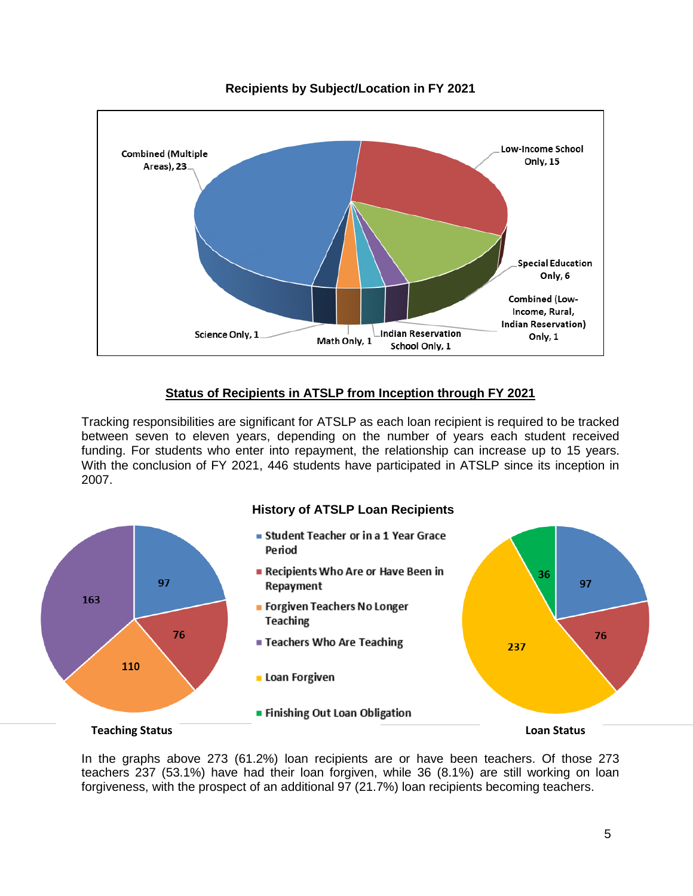**Recipients by Subject/Location in FY 2021**

Combined (Multiple Areas), 23

Low-Income School Only, 15

Special Education Only, 6

Combined (Low-Income, Rural, Indian Reservation) Only, 1

Indian Reservation School Only, 1

Math Only, 1

Science Only, 1

## Status of Recipients in ATSLP from Inception through FY 2021

Tracking responsibilities are significant for ATSLP as each loan recipient is required to be tracked between seven to eleven years, depending on the number of years each student received funding. For students who enter into repayment, the relationship can increase up to 15 years. With the conclusion of FY 2021, 446 students have participated in ATSLP since its inception in 2007.

**History of ATSLP Loan Recipients**

- Student Teacher or in a 1 Year Grace Period
- Recipients Who Are or Have Been in Repayment
- Forgiven Teachers No Longer Teaching
- Teachers Who Are Teaching
- Loan Forgiven
- Finishing Out Loan Obligation

**Teaching Status**: 97, 76, 110, 163

**Loan Status**: 97, 76, 237, 36

In the graphs above 273 (61.2%) loan recipients are or have been teachers. Of those 273 teachers 237 (53.1%) have had their loan forgiven, while 36 (8.1%) are still working on loan forgiveness, with the prospect of an additional 97 (21.7%) loan recipients becoming teachers.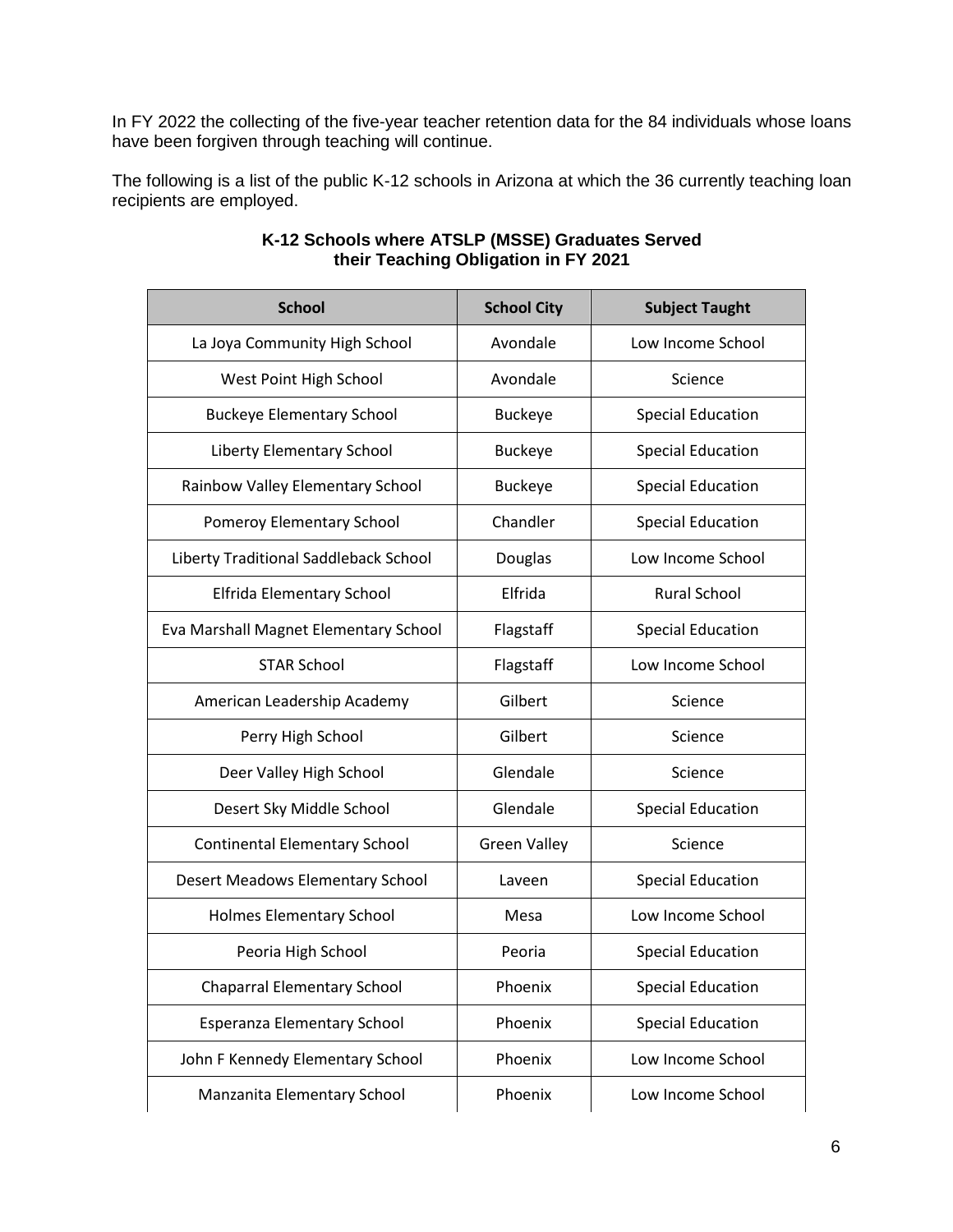In FY 2022 the collecting of the five-year teacher retention data for the 84 individuals whose loans have been forgiven through teaching will continue.

The following is a list of the public K-12 schools in Arizona at which the 36 currently teaching loan recipients are employed.

**K-12 Schools where ATSLP (MSSE) Graduates Served their Teaching Obligation in FY 2021**

| School | School City | Subject Taught |
|---|---|---|
| La Joya Community High School | Avondale | Low Income School |
| West Point High School | Avondale | Science |
| Buckeye Elementary School | Buckeye | Special Education |
| Liberty Elementary School | Buckeye | Special Education |
| Rainbow Valley Elementary School | Buckeye | Special Education |
| Pomeroy Elementary School | Chandler | Special Education |
| Liberty Traditional Saddleback School | Douglas | Low Income School |
| Elfrida Elementary School | Elfrida | Rural School |
| Eva Marshall Magnet Elementary School | Flagstaff | Special Education |
| STAR School | Flagstaff | Low Income School |
| American Leadership Academy | Gilbert | Science |
| Perry High School | Gilbert | Science |
| Deer Valley High School | Glendale | Science |
| Desert Sky Middle School | Glendale | Special Education |
| Continental Elementary School | Green Valley | Science |
| Desert Meadows Elementary School | Laveen | Special Education |
| Holmes Elementary School | Mesa | Low Income School |
| Peoria High School | Peoria | Special Education |
| Chaparral Elementary School | Phoenix | Special Education |
| Esperanza Elementary School | Phoenix | Special Education |
| John F Kennedy Elementary School | Phoenix | Low Income School |
| Manzanita Elementary School | Phoenix | Low Income School |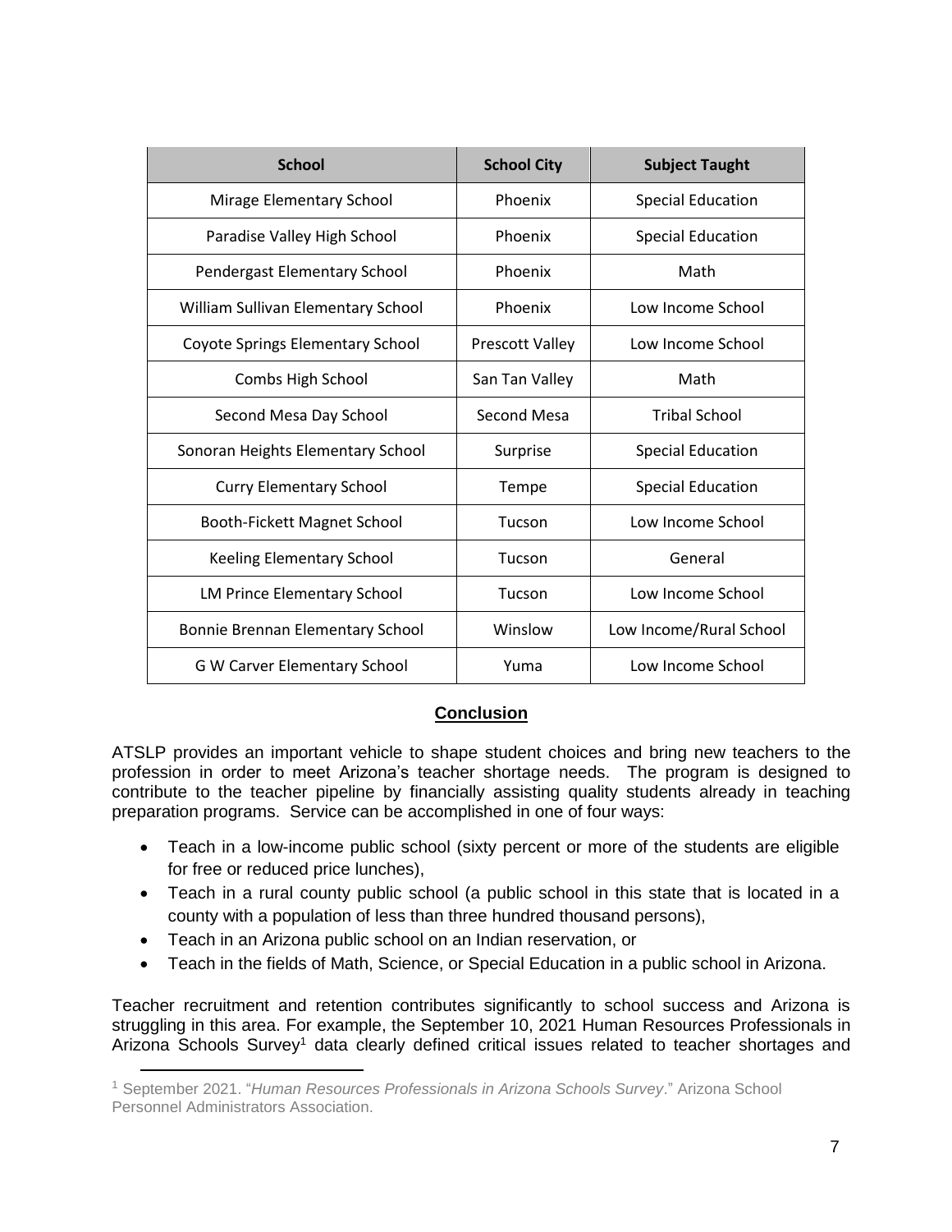| School | School City | Subject Taught |
|---|---|---|
| Mirage Elementary School | Phoenix | Special Education |
| Paradise Valley High School | Phoenix | Special Education |
| Pendergast Elementary School | Phoenix | Math |
| William Sullivan Elementary School | Phoenix | Low Income School |
| Coyote Springs Elementary School | Prescott Valley | Low Income School |
| Combs High School | San Tan Valley | Math |
| Second Mesa Day School | Second Mesa | Tribal School |
| Sonoran Heights Elementary School | Surprise | Special Education |
| Curry Elementary School | Tempe | Special Education |
| Booth-Fickett Magnet School | Tucson | Low Income School |
| Keeling Elementary School | Tucson | General |
| LM Prince Elementary School | Tucson | Low Income School |
| Bonnie Brennan Elementary School | Winslow | Low Income/Rural School |
| G W Carver Elementary School | Yuma | Low Income School |

## Conclusion

ATSLP provides an important vehicle to shape student choices and bring new teachers to the profession in order to meet Arizona's teacher shortage needs. The program is designed to contribute to the teacher pipeline by financially assisting quality students already in teaching preparation programs. Service can be accomplished in one of four ways:

- Teach in a low-income public school (sixty percent or more of the students are eligible for free or reduced price lunches),
- Teach in a rural county public school (a public school in this state that is located in a county with a population of less than three hundred thousand persons),
- Teach in an Arizona public school on an Indian reservation, or
- Teach in the fields of Math, Science, or Special Education in a public school in Arizona.

Teacher recruitment and retention contributes significantly to school success and Arizona is struggling in this area. For example, the September 10, 2021 Human Resources Professionals in Arizona Schools Survey[1] data clearly defined critical issues related to teacher shortages and

[1] September 2021. "*Human Resources Professionals in Arizona Schools Survey*." Arizona School Personnel Administrators Association.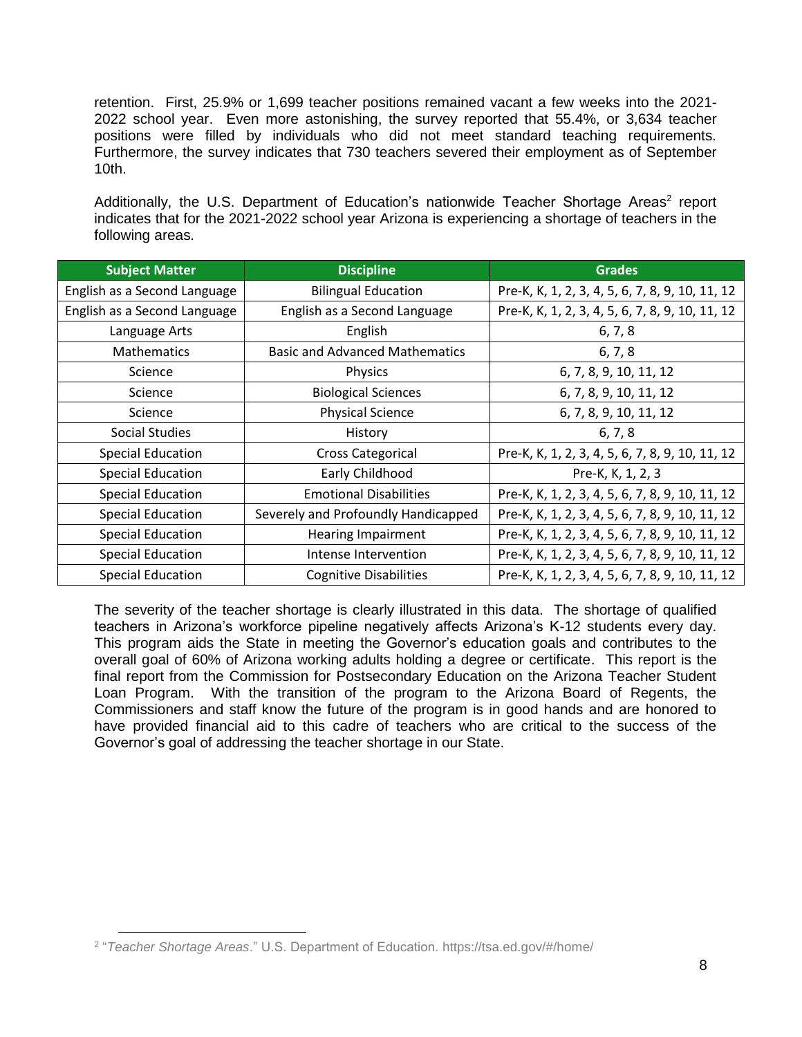retention. First, 25.9% or 1,699 teacher positions remained vacant a few weeks into the 2021-2022 school year. Even more astonishing, the survey reported that 55.4%, or 3,634 teacher positions were filled by individuals who did not meet standard teaching requirements. Furthermore, the survey indicates that 730 teachers severed their employment as of September 10th.

Additionally, the U.S. Department of Education's nationwide Teacher Shortage Areas[2] report indicates that for the 2021-2022 school year Arizona is experiencing a shortage of teachers in the following areas.

| Subject Matter | Discipline | Grades |
|---|---|---|
| English as a Second Language | Bilingual Education | Pre-K, K, 1, 2, 3, 4, 5, 6, 7, 8, 9, 10, 11, 12 |
| English as a Second Language | English as a Second Language | Pre-K, K, 1, 2, 3, 4, 5, 6, 7, 8, 9, 10, 11, 12 |
| Language Arts | English | 6, 7, 8 |
| Mathematics | Basic and Advanced Mathematics | 6, 7, 8 |
| Science | Physics | 6, 7, 8, 9, 10, 11, 12 |
| Science | Biological Sciences | 6, 7, 8, 9, 10, 11, 12 |
| Science | Physical Science | 6, 7, 8, 9, 10, 11, 12 |
| Social Studies | History | 6, 7, 8 |
| Special Education | Cross Categorical | Pre-K, K, 1, 2, 3, 4, 5, 6, 7, 8, 9, 10, 11, 12 |
| Special Education | Early Childhood | Pre-K, K, 1, 2, 3 |
| Special Education | Emotional Disabilities | Pre-K, K, 1, 2, 3, 4, 5, 6, 7, 8, 9, 10, 11, 12 |
| Special Education | Severely and Profoundly Handicapped | Pre-K, K, 1, 2, 3, 4, 5, 6, 7, 8, 9, 10, 11, 12 |
| Special Education | Hearing Impairment | Pre-K, K, 1, 2, 3, 4, 5, 6, 7, 8, 9, 10, 11, 12 |
| Special Education | Intense Intervention | Pre-K, K, 1, 2, 3, 4, 5, 6, 7, 8, 9, 10, 11, 12 |
| Special Education | Cognitive Disabilities | Pre-K, K, 1, 2, 3, 4, 5, 6, 7, 8, 9, 10, 11, 12 |

The severity of the teacher shortage is clearly illustrated in this data. The shortage of qualified teachers in Arizona's workforce pipeline negatively affects Arizona's K-12 students every day. This program aids the State in meeting the Governor's education goals and contributes to the overall goal of 60% of Arizona working adults holding a degree or certificate. This report is the final report from the Commission for Postsecondary Education on the Arizona Teacher Student Loan Program. With the transition of the program to the Arizona Board of Regents, the Commissioners and staff know the future of the program is in good hands and are honored to have provided financial aid to this cadre of teachers who are critical to the success of the Governor's goal of addressing the teacher shortage in our State.

[2] "*Teacher Shortage Areas*." U.S. Department of Education. https://tsa.ed.gov/#/home/